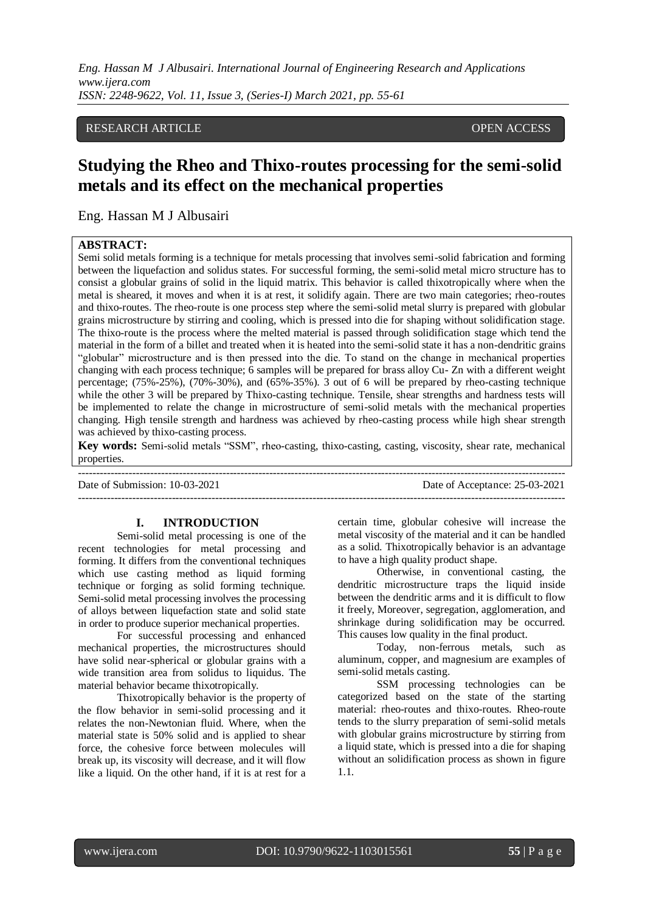RESEARCH ARTICLE OPEN ACCESS

# Studying the Rheo and Thixo-routes processing for the semi-solid metals and its effect on the mechanical properties

Eng. Hassan M J Albusairi

**ABSTRACT:**

Semi solid metals forming is a technique for metals processing that involves semi-solid fabrication and forming between the liquefaction and solidus states. For successful forming, the semi-solid metal micro structure has to consist a globular grains of solid in the liquid matrix. This behavior is called thixotropically where when the metal is sheared, it moves and when it is at rest, it solidify again. There are two main categories; rheo-routes and thixo-routes. The rheo-route is one process step where the semi-solid metal slurry is prepared with globular grains microstructure by stirring and cooling, which is pressed into die for shaping without solidification stage. The thixo-route is the process where the melted material is passed through solidification stage which tend the material in the form of a billet and treated when it is heated into the semi-solid state it has a non-dendritic grains "globular" microstructure and is then pressed into the die. To stand on the change in mechanical properties changing with each process technique; 6 samples will be prepared for brass alloy Cu- Zn with a different weight percentage; (75%-25%), (70%-30%), and (65%-35%). 3 out of 6 will be prepared by rheo-casting technique while the other 3 will be prepared by Thixo-casting technique. Tensile, shear strengths and hardness tests will be implemented to relate the change in microstructure of semi-solid metals with the mechanical properties changing. High tensile strength and hardness was achieved by rheo-casting process while high shear strength was achieved by thixo-casting process.

**Key words:** Semi-solid metals "SSM", rheo-casting, thixo-casting, casting, viscosity, shear rate, mechanical properties.

---

Date of Submission: 10-03-2021 Date of Acceptance: 25-03-2021

---

## I. INTRODUCTION

Semi-solid metal processing is one of the recent technologies for metal processing and forming. It differs from the conventional techniques which use casting method as liquid forming technique or forging as solid forming technique. Semi-solid metal processing involves the processing of alloys between liquefaction state and solid state in order to produce superior mechanical properties.

For successful processing and enhanced mechanical properties, the microstructures should have solid near-spherical or globular grains with a wide transition area from solidus to liquidus. The material behavior became thixotropically.

Thixotropically behavior is the property of the flow behavior in semi-solid processing and it relates the non-Newtonian fluid. Where, when the material state is 50% solid and is applied to shear force, the cohesive force between molecules will break up, its viscosity will decrease, and it will flow like a liquid. On the other hand, if it is at rest for a certain time, globular cohesive will increase the metal viscosity of the material and it can be handled as a solid. Thixotropically behavior is an advantage to have a high quality product shape.

Otherwise, in conventional casting, the dendritic microstructure traps the liquid inside between the dendritic arms and it is difficult to flow it freely, Moreover, segregation, agglomeration, and shrinkage during solidification may be occurred. This causes low quality in the final product.

Today, non-ferrous metals, such as aluminum, copper, and magnesium are examples of semi-solid metals casting.

SSM processing technologies can be categorized based on the state of the starting material: rheo-routes and thixo-routes. Rheo-route tends to the slurry preparation of semi-solid metals with globular grains microstructure by stirring from a liquid state, which is pressed into a die for shaping without an solidification process as shown in figure 1.1.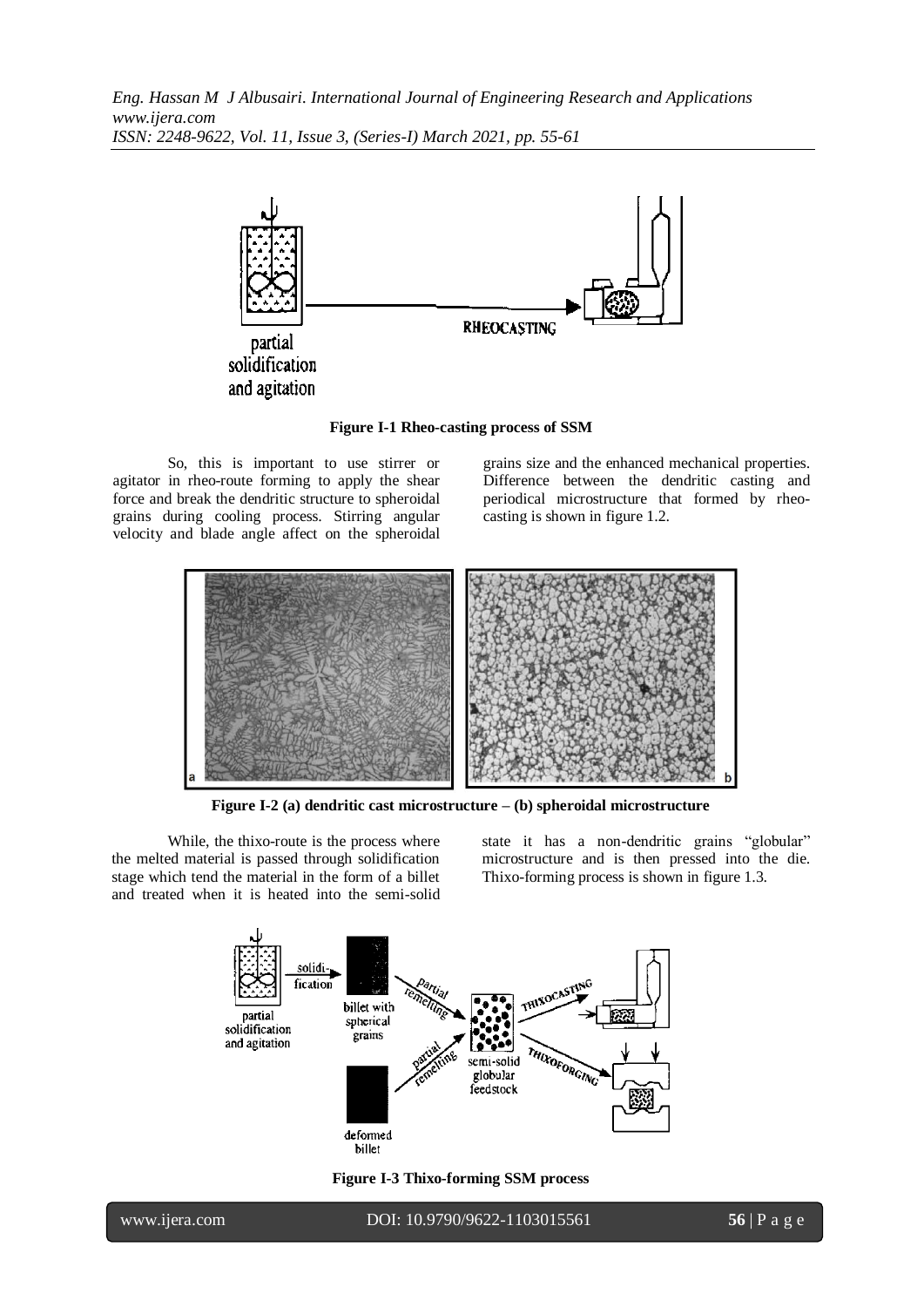**Figure I-1 Rheo-casting process of SSM**

So, this is important to use stirrer or agitator in rheo-route forming to apply the shear force and break the dendritic structure to spheroidal grains during cooling process. Stirring angular velocity and blade angle affect on the spheroidal grains size and the enhanced mechanical properties. Difference between the dendritic casting and periodical microstructure that formed by rheo-casting is shown in figure 1.2.

**Figure I-2 (a) dendritic cast microstructure – (b) spheroidal microstructure**

While, the thixo-route is the process where the melted material is passed through solidification stage which tend the material in the form of a billet and treated when it is heated into the semi-solid state it has a non-dendritic grains "globular" microstructure and is then pressed into the die. Thixo-forming process is shown in figure 1.3.

**Figure I-3 Thixo-forming SSM process**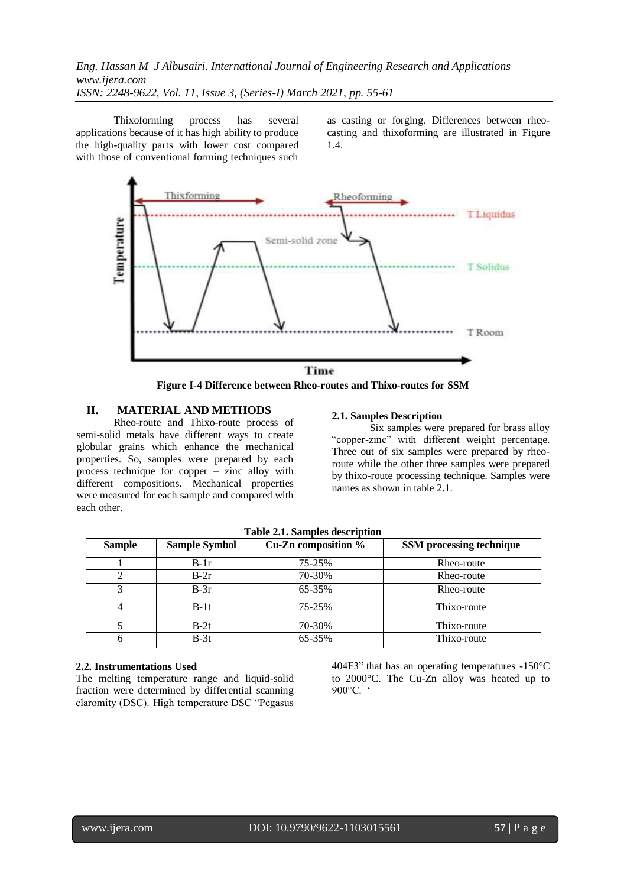Thixoforming process has several applications because of it has high ability to produce the high-quality parts with lower cost compared with those of conventional forming techniques such as casting or forging. Differences between rheo-casting and thixoforming are illustrated in Figure 1.4.

**Figure I-4 Difference between Rheo-routes and Thixo-routes for SSM**

## II. MATERIAL AND METHODS

Rheo-route and Thixo-route process of semi-solid metals have different ways to create globular grains which enhance the mechanical properties. So, samples were prepared by each process technique for copper – zinc alloy with different compositions. Mechanical properties were measured for each sample and compared with each other.

### 2.1. Samples Description

Six samples were prepared for brass alloy "copper-zinc" with different weight percentage. Three out of six samples were prepared by rheo-route while the other three samples were prepared by thixo-route processing technique. Samples were names as shown in table 2.1.

**Table 2.1. Samples description**

| Sample | Sample Symbol | Cu-Zn composition % | SSM processing technique |
|---|---|---|---|
| 1 | B-1r | 75-25% | Rheo-route |
| 2 | B-2r | 70-30% | Rheo-route |
| 3 | B-3r | 65-35% | Rheo-route |
| 4 | B-1t | 75-25% | Thixo-route |
| 5 | B-2t | 70-30% | Thixo-route |
| 6 | B-3t | 65-35% | Thixo-route |

### 2.2. Instrumentations Used

The melting temperature range and liquid-solid fraction were determined by differential scanning claromity (DSC). High temperature DSC "Pegasus 404F3" that has an operating temperatures -150°C to 2000°C. The Cu-Zn alloy was heated up to 900°C. '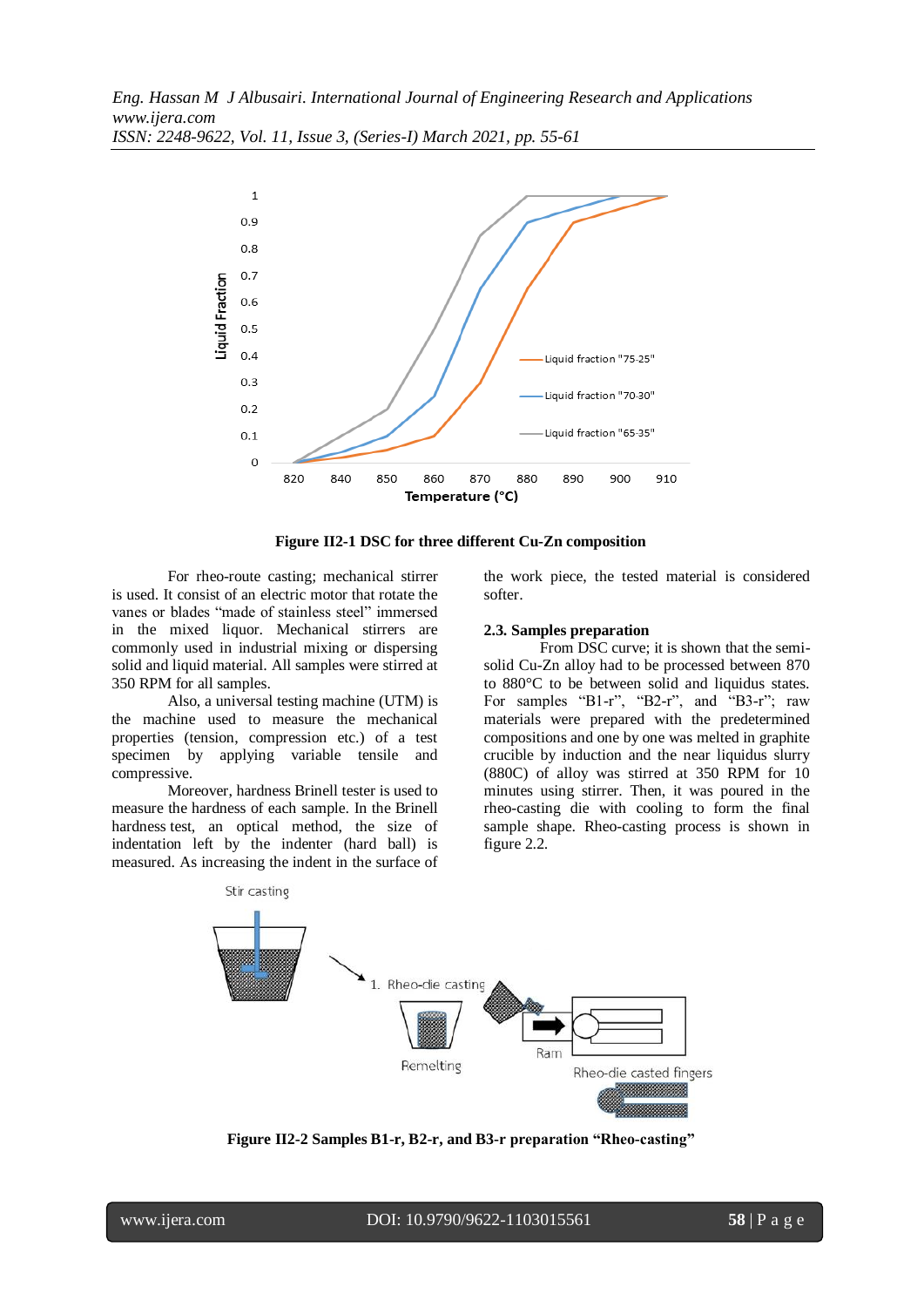Figure II2-1 DSC for three different Cu-Zn composition

For rheo-route casting; mechanical stirrer is used. It consist of an electric motor that rotate the vanes or blades "made of stainless steel" immersed in the mixed liquor. Mechanical stirrers are commonly used in industrial mixing or dispersing solid and liquid material. All samples were stirred at 350 RPM for all samples.

Also, a universal testing machine (UTM) is the machine used to measure the mechanical properties (tension, compression etc.) of a test specimen by applying variable tensile and compressive.

Moreover, hardness Brinell tester is used to measure the hardness of each sample. In the Brinell hardness test, an optical method, the size of indentation left by the indenter (hard ball) is measured. As increasing the indent in the surface of the work piece, the tested material is considered softer.

### 2.3. Samples preparation

From DSC curve; it is shown that the semi-solid Cu-Zn alloy had to be processed between 870 to 880°C to be between solid and liquidus states. For samples "B1-r", "B2-r", and "B3-r"; raw materials were prepared with the predetermined compositions and one by one was melted in graphite crucible by induction and the near liquidus slurry (880C) of alloy was stirred at 350 RPM for 10 minutes using stirrer. Then, it was poured in the rheo-casting die with cooling to form the final sample shape. Rheo-casting process is shown in figure 2.2.

Figure II2-2 Samples B1-r, B2-r, and B3-r preparation "Rheo-casting"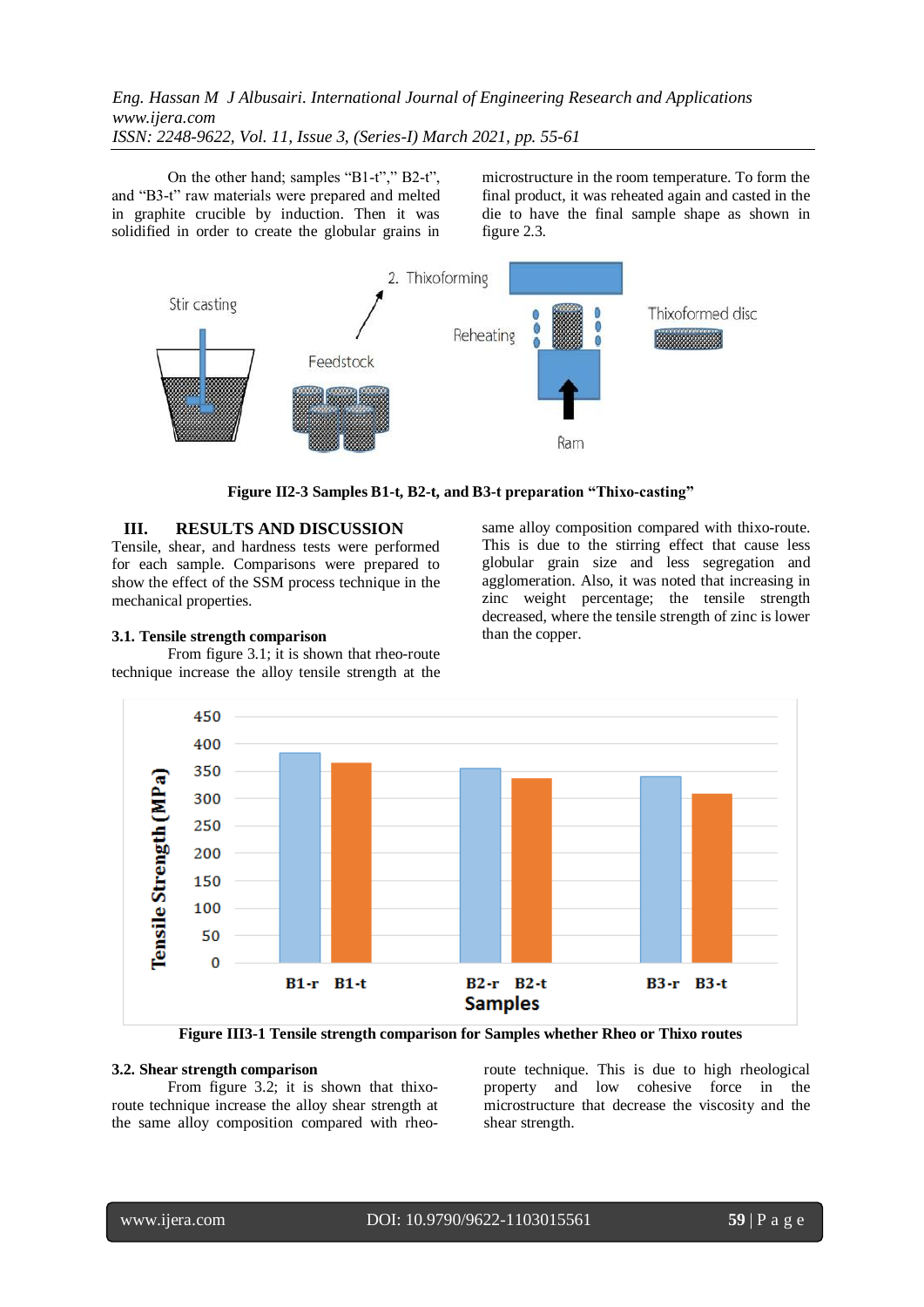On the other hand; samples "B1-t"," B2-t", and "B3-t" raw materials were prepared and melted in graphite crucible by induction. Then it was solidified in order to create the globular grains in microstructure in the room temperature. To form the final product, it was reheated again and casted in the die to have the final sample shape as shown in figure 2.3.

**Figure II2-3 Samples B1-t, B2-t, and B3-t preparation "Thixo-casting"**

## III. RESULTS AND DISCUSSION

Tensile, shear, and hardness tests were performed for each sample. Comparisons were prepared to show the effect of the SSM process technique in the mechanical properties.

### 3.1. Tensile strength comparison

From figure 3.1; it is shown that rheo-route technique increase the alloy tensile strength at the same alloy composition compared with thixo-route. This is due to the stirring effect that cause less globular grain size and less segregation and agglomeration. Also, it was noted that increasing in zinc weight percentage; the tensile strength decreased, where the tensile strength of zinc is lower than the copper.

**Figure III3-1 Tensile strength comparison for Samples whether Rheo or Thixo routes**

### 3.2. Shear strength comparison

From figure 3.2; it is shown that thixo-route technique increase the alloy shear strength at the same alloy composition compared with rheo-route technique. This is due to high rheological property and low cohesive force in the microstructure that decrease the viscosity and the shear strength.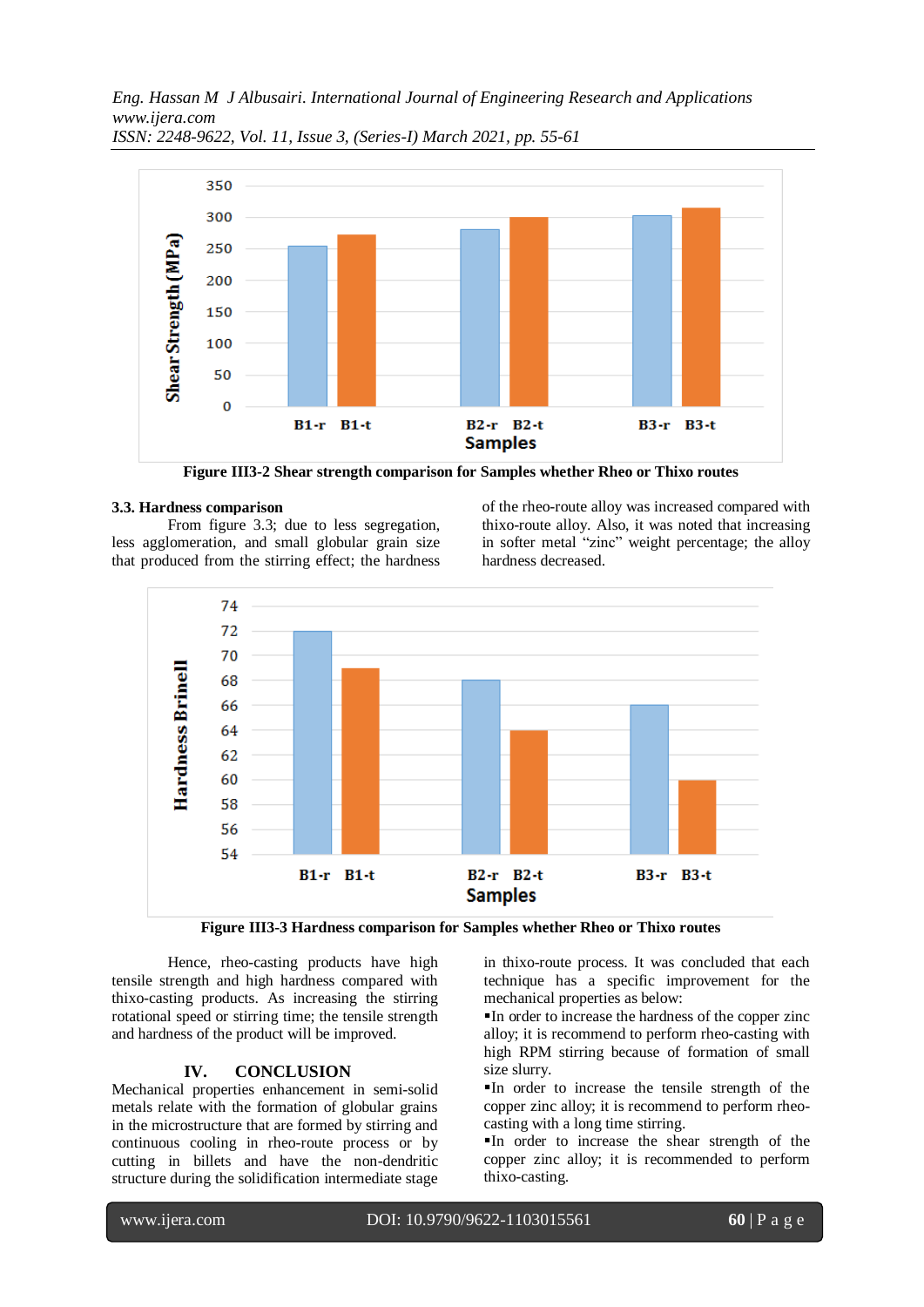Figure III3-2 Shear strength comparison for Samples whether Rheo or Thixo routes

### 3.3. Hardness comparison

From figure 3.3; due to less segregation, less agglomeration, and small globular grain size that produced from the stirring effect; the hardness of the rheo-route alloy was increased compared with thixo-route alloy. Also, it was noted that increasing in softer metal "zinc" weight percentage; the alloy hardness decreased.

Figure III3-3 Hardness comparison for Samples whether Rheo or Thixo routes

Hence, rheo-casting products have high tensile strength and high hardness compared with thixo-casting products. As increasing the stirring rotational speed or stirring time; the tensile strength and hardness of the product will be improved.

## IV. CONCLUSION

Mechanical properties enhancement in semi-solid metals relate with the formation of globular grains in the microstructure that are formed by stirring and continuous cooling in rheo-route process or by cutting in billets and have the non-dendritic structure during the solidification intermediate stage in thixo-route process. It was concluded that each technique has a specific improvement for the mechanical properties as below:

- In order to increase the hardness of the copper zinc alloy; it is recommend to perform rheo-casting with high RPM stirring because of formation of small size slurry.
- In order to increase the tensile strength of the copper zinc alloy; it is recommend to perform rheo-casting with a long time stirring.
- In order to increase the shear strength of the copper zinc alloy; it is recommended to perform thixo-casting.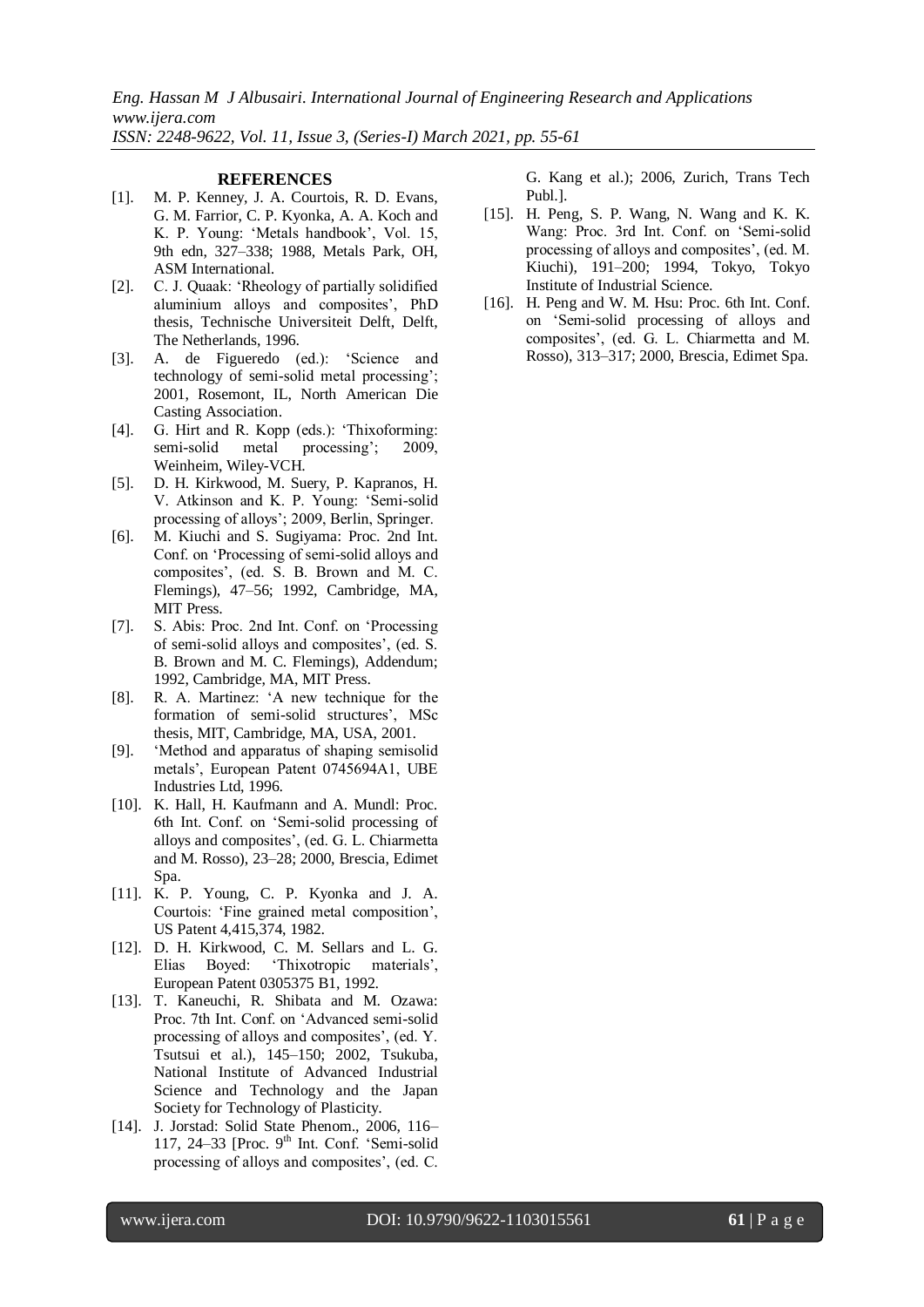## REFERENCES

[1]. M. P. Kenney, J. A. Courtois, R. D. Evans, G. M. Farrior, C. P. Kyonka, A. A. Koch and K. P. Young: 'Metals handbook', Vol. 15, 9th edn, 327–338; 1988, Metals Park, OH, ASM International.

[2]. C. J. Quaak: 'Rheology of partially solidified aluminium alloys and composites', PhD thesis, Technische Universiteit Delft, Delft, The Netherlands, 1996.

[3]. A. de Figueredo (ed.): 'Science and technology of semi-solid metal processing'; 2001, Rosemont, IL, North American Die Casting Association.

[4]. G. Hirt and R. Kopp (eds.): 'Thixoforming: semi-solid metal processing'; 2009, Weinheim, Wiley-VCH.

[5]. D. H. Kirkwood, M. Suery, P. Kapranos, H. V. Atkinson and K. P. Young: 'Semi-solid processing of alloys'; 2009, Berlin, Springer.

[6]. M. Kiuchi and S. Sugiyama: Proc. 2nd Int. Conf. on 'Processing of semi-solid alloys and composites', (ed. S. B. Brown and M. C. Flemings), 47–56; 1992, Cambridge, MA, MIT Press.

[7]. S. Abis: Proc. 2nd Int. Conf. on 'Processing of semi-solid alloys and composites', (ed. S. B. Brown and M. C. Flemings), Addendum; 1992, Cambridge, MA, MIT Press.

[8]. R. A. Martinez: 'A new technique for the formation of semi-solid structures', MSc thesis, MIT, Cambridge, MA, USA, 2001.

[9]. 'Method and apparatus of shaping semisolid metals', European Patent 0745694A1, UBE Industries Ltd, 1996.

[10]. K. Hall, H. Kaufmann and A. Mundl: Proc. 6th Int. Conf. on 'Semi-solid processing of alloys and composites', (ed. G. L. Chiarmetta and M. Rosso), 23–28; 2000, Brescia, Edimet Spa.

[11]. K. P. Young, C. P. Kyonka and J. A. Courtois: 'Fine grained metal composition', US Patent 4,415,374, 1982.

[12]. D. H. Kirkwood, C. M. Sellars and L. G. Elias Boyed: 'Thixotropic materials', European Patent 0305375 B1, 1992.

[13]. T. Kaneuchi, R. Shibata and M. Ozawa: Proc. 7th Int. Conf. on 'Advanced semi-solid processing of alloys and composites', (ed. Y. Tsutsui et al.), 145–150; 2002, Tsukuba, National Institute of Advanced Industrial Science and Technology and the Japan Society for Technology of Plasticity.

[14]. J. Jorstad: Solid State Phenom., 2006, 116–117, 24–33 [Proc. 9th Int. Conf. 'Semi-solid processing of alloys and composites', (ed. C. G. Kang et al.); 2006, Zurich, Trans Tech Publ.].

[15]. H. Peng, S. P. Wang, N. Wang and K. K. Wang: Proc. 3rd Int. Conf. on 'Semi-solid processing of alloys and composites', (ed. M. Kiuchi), 191–200; 1994, Tokyo, Tokyo Institute of Industrial Science.

[16]. H. Peng and W. M. Hsu: Proc. 6th Int. Conf. on 'Semi-solid processing of alloys and composites', (ed. G. L. Chiarmetta and M. Rosso), 313–317; 2000, Brescia, Edimet Spa.